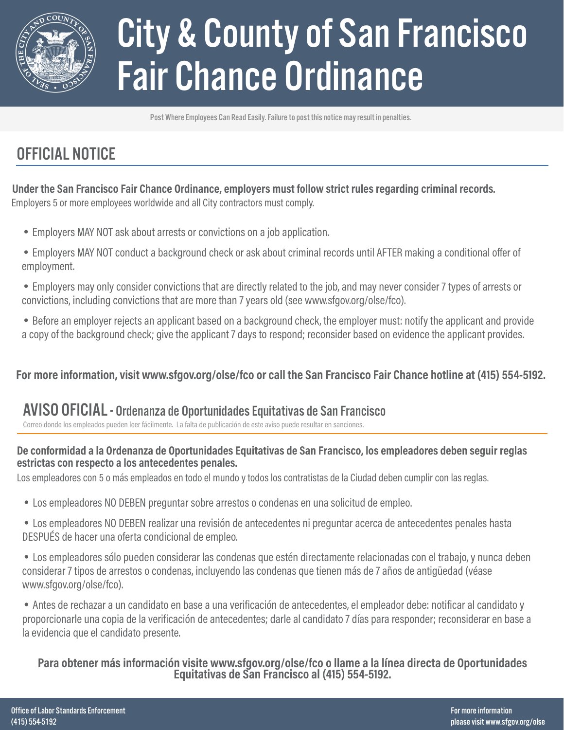# City & County of San Francisco Fair Chance Ordinance

Post Where Employees Can Read Easily. Failure to post this notice may result in penalties.

## OFFICIAL NOTICE

**Under the San Francisco Fair Chance Ordinance, employers must follow strict rules regarding criminal records.**
Employers 5 or more employees worldwide and all City contractors must comply.

- Employers MAY NOT ask about arrests or convictions on a job application.
- Employers MAY NOT conduct a background check or ask about criminal records until AFTER making a conditional offer of employment.
- Employers may only consider convictions that are directly related to the job, and may never consider 7 types of arrests or convictions, including convictions that are more than 7 years old (see www.sfgov.org/olse/fco).
- Before an employer rejects an applicant based on a background check, the employer must: notify the applicant and provide a copy of the background check; give the applicant 7 days to respond; reconsider based on evidence the applicant provides.

**For more information, visit www.sfgov.org/olse/fco or call the San Francisco Fair Chance hotline at (415) 554-5192.**

## AVISO OFICIAL - Ordenanza de Oportunidades Equitativas de San Francisco

Correo donde los empleados pueden leer fácilmente. La falta de publicación de este aviso puede resultar en sanciones.

**De conformidad a la Ordenanza de Oportunidades Equitativas de San Francisco, los empleadores deben seguir reglas estrictas con respecto a los antecedentes penales.**
Los empleadores con 5 o más empleados en todo el mundo y todos los contratistas de la Ciudad deben cumplir con las reglas.

- Los empleadores NO DEBEN preguntar sobre arrestos o condenas en una solicitud de empleo.
- Los empleadores NO DEBEN realizar una revisión de antecedentes ni preguntar acerca de antecedentes penales hasta DESPUÉS de hacer una oferta condicional de empleo.
- Los empleadores sólo pueden considerar las condenas que estén directamente relacionadas con el trabajo, y nunca deben considerar 7 tipos de arrestos o condenas, incluyendo las condenas que tienen más de 7 años de antigüedad (véase www.sfgov.org/olse/fco).
- Antes de rechazar a un candidato en base a una verificación de antecedentes, el empleador debe: notificar al candidato y proporcionarle una copia de la verificación de antecedentes; darle al candidato 7 días para responder; reconsiderar en base a la evidencia que el candidato presente.

**Para obtener más información visite www.sfgov.org/olse/fco o llame a la línea directa de Oportunidades Equitativas de San Francisco al (415) 554-5192.**

Office of Labor Standards Enforcement
(415) 554-5192

For more information
please visit www.sfgov.org/olse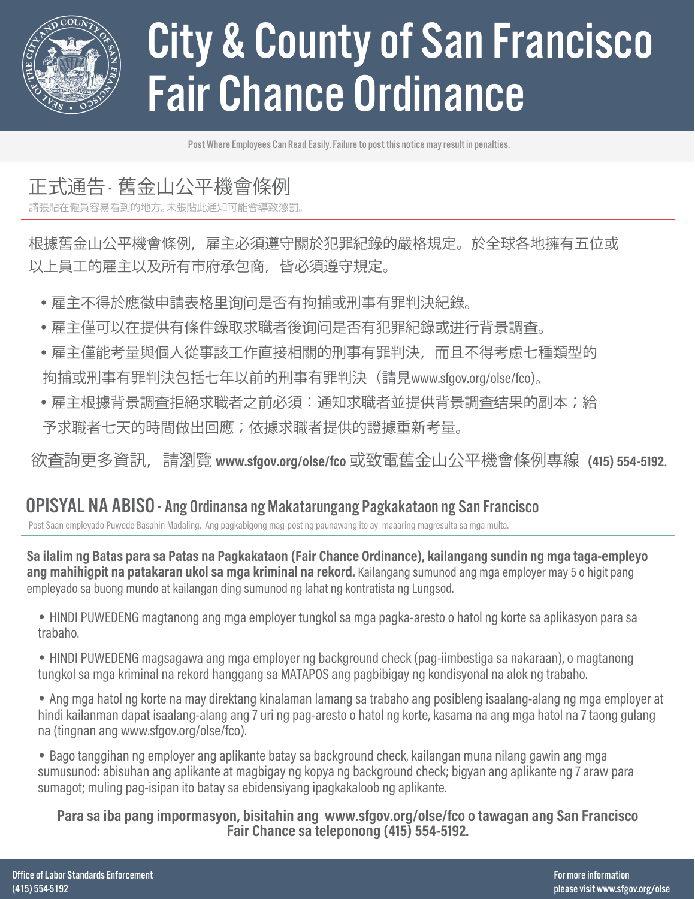# City & County of San Francisco Fair Chance Ordinance

Post Where Employees Can Read Easily. Failure to post this notice may result in penalties.

## 正式通告 - 舊金山公平機會條例

請張貼在僱員容易看到的地方。未張貼此通知可能會導致懲罰。

根據舊金山公平機會條例，雇主必須遵守關於犯罪紀錄的嚴格規定。於全球各地擁有五位或以上員工的雇主以及所有市府承包商，皆必須遵守規定。

- 雇主不得於應徵申請表格里询问是否有拘捕或刑事有罪判決紀錄。
- 雇主僅可以在提供有條件錄取求職者後询问是否有犯罪紀錄或进行背景調查。
- 雇主僅能考量與個人從事該工作直接相關的刑事有罪判決，而且不得考慮七種類型的拘捕或刑事有罪判決包括七年以前的刑事有罪判決（請見www.sfgov.org/olse/fco）。
- 雇主根據背景調查拒絕求職者之前必須：通知求職者並提供背景調查结果的副本；給予求職者七天的時間做出回應；依據求職者提供的證據重新考量。

欲查詢更多資訊，請瀏覽 **www.sfgov.org/olse/fco** 或致電舊金山公平機會條例專線 **(415) 554-5192**.

## OPISYAL NA ABISO - Ang Ordinansa ng Makatarungang Pagkakataon ng San Francisco

Post Saan empleyado Puwede Basahin Madaling. Ang pagkabigong mag-post ng paunawang ito ay maaaring magresulta sa mga multa.

**Sa ilalim ng Batas para sa Patas na Pagkakataon (Fair Chance Ordinance), kailangang sundin ng mga taga-empleyo ang mahihigpit na patakaran ukol sa mga kriminal na rekord.** Kailangang sumunod ang mga employer may 5 o higit pang empleyado sa buong mundo at kailangan ding sumunod ng lahat ng kontratista ng Lungsod.

- HINDI PUWEDENG magtanong ang mga employer tungkol sa mga pagka-aresto o hatol ng korte sa aplikasyon para sa trabaho.
- HINDI PUWEDENG magsagawa ang mga employer ng background check (pag-iimbestiga sa nakaraan), o magtanong tungkol sa mga kriminal na rekord hanggang sa MATAPOS ang pagbibigay ng kondisyonal na alok ng trabaho.
- Ang mga hatol ng korte na may direktang kinalaman lamang sa trabaho ang posibleng isaalang-alang ng mga employer at hindi kailanman dapat isaalang-alang ang 7 uri ng pag-aresto o hatol ng korte, kasama na ang mga hatol na 7 taong gulang na (tingnan ang www.sfgov.org/olse/fco).
- Bago tanggihan ng employer ang aplikante batay sa background check, kailangan muna nilang gawin ang mga sumusunod: abisuhan ang aplikante at magbigay ng kopya ng background check; bigyan ang aplikante ng 7 araw para sumagot; muling pag-isipan ito batay sa ebidensiyang ipagkakaloob ng aplikante.

**Para sa iba pang impormasyon, bisitahin ang www.sfgov.org/olse/fco o tawagan ang San Francisco Fair Chance sa teleponong (415) 554-5192.**

Office of Labor Standards Enforcement
(415) 554-5192

For more information
please visit www.sfgov.org/olse